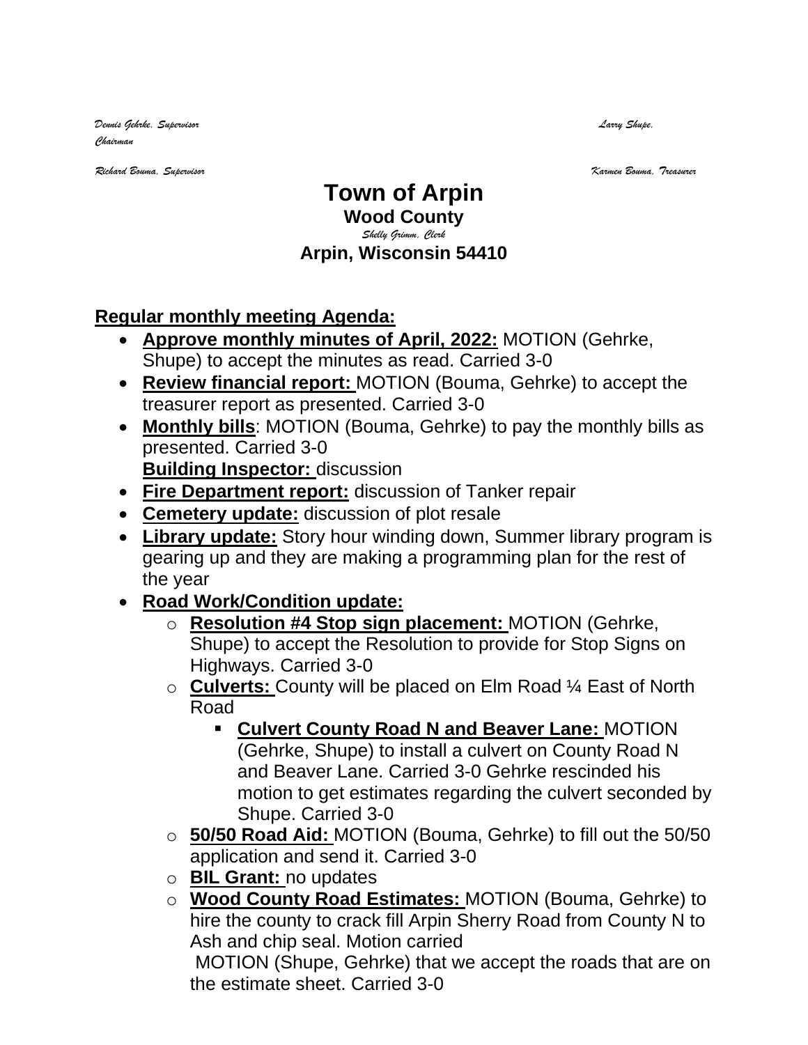*Dennis Gehrke, Supervisor* *Larry Shupe, Chairman*

*Richard Bouma, Supervisor* *Karmen Bouma, Treasurer*

# Town of Arpin

## Wood County

*Shelly Grimm, Clerk*

**Arpin, Wisconsin 54410**

**Regular monthly meeting Agenda:**

- **Approve monthly minutes of April, 2022:** MOTION (Gehrke, Shupe) to accept the minutes as read. Carried 3-0
- **Review financial report:** MOTION (Bouma, Gehrke) to accept the treasurer report as presented. Carried 3-0
- **Monthly bills**: MOTION (Bouma, Gehrke) to pay the monthly bills as presented. Carried 3-0
  **Building Inspector:** discussion
- **Fire Department report:** discussion of Tanker repair
- **Cemetery update:** discussion of plot resale
- **Library update:** Story hour winding down, Summer library program is gearing up and they are making a programming plan for the rest of the year
- **Road Work/Condition update:**
  - **Resolution #4 Stop sign placement:** MOTION (Gehrke, Shupe) to accept the Resolution to provide for Stop Signs on Highways. Carried 3-0
  - **Culverts:** County will be placed on Elm Road ¼ East of North Road
    - **Culvert County Road N and Beaver Lane:** MOTION (Gehrke, Shupe) to install a culvert on County Road N and Beaver Lane. Carried 3-0 Gehrke rescinded his motion to get estimates regarding the culvert seconded by Shupe. Carried 3-0
  - **50/50 Road Aid:** MOTION (Bouma, Gehrke) to fill out the 50/50 application and send it. Carried 3-0
  - **BIL Grant:** no updates
  - **Wood County Road Estimates:** MOTION (Bouma, Gehrke) to hire the county to crack fill Arpin Sherry Road from County N to Ash and chip seal. Motion carried
    MOTION (Shupe, Gehrke) that we accept the roads that are on the estimate sheet. Carried 3-0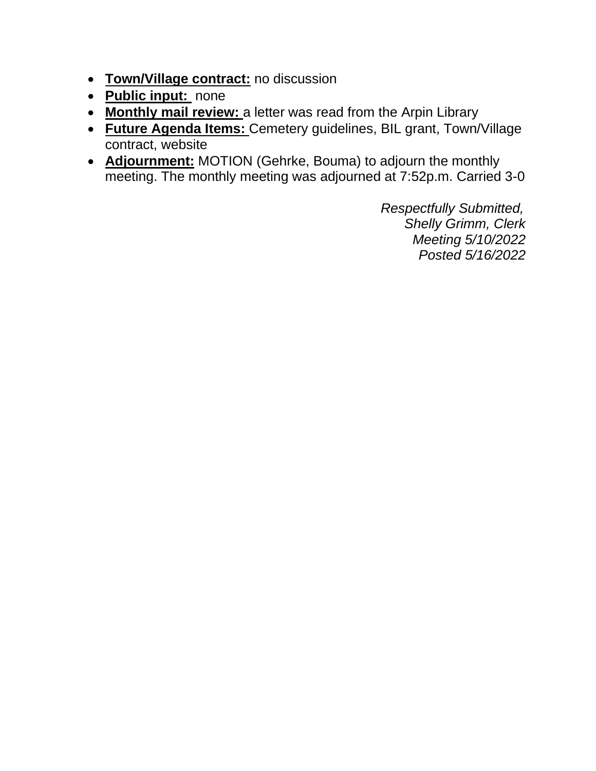- **Town/Village contract:** no discussion
- **Public input:** none
- **Monthly mail review:** a letter was read from the Arpin Library
- **Future Agenda Items:** Cemetery guidelines, BIL grant, Town/Village contract, website
- **Adjournment:** MOTION (Gehrke, Bouma) to adjourn the monthly meeting. The monthly meeting was adjourned at 7:52p.m. Carried 3-0

*Respectfully Submitted,*
*Shelly Grimm, Clerk*
*Meeting 5/10/2022*
*Posted 5/16/2022*